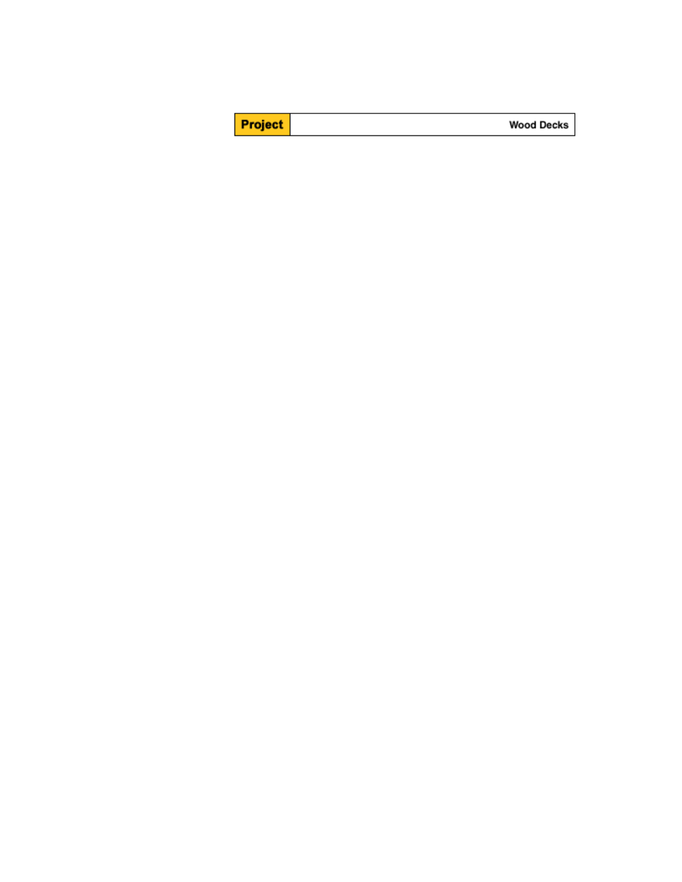**Project** Wood Decks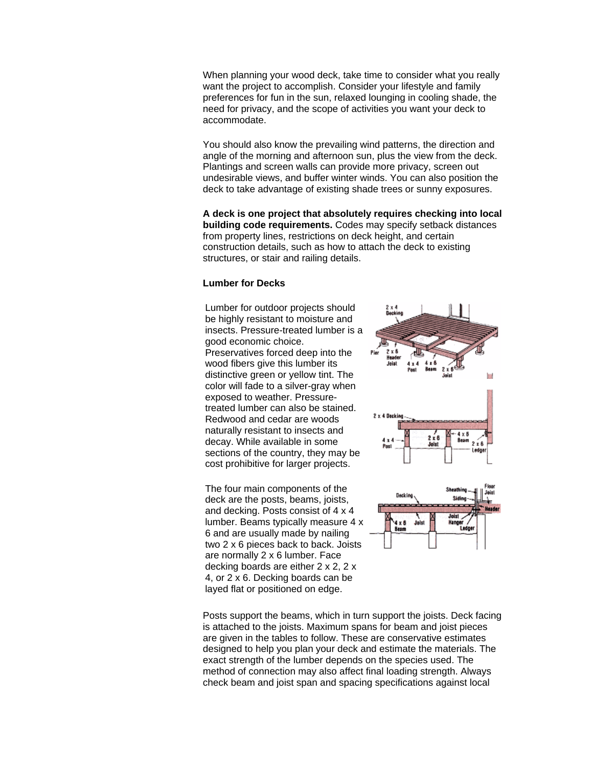When planning your wood deck, take time to consider what you really want the project to accomplish. Consider your lifestyle and family preferences for fun in the sun, relaxed lounging in cooling shade, the need for privacy, and the scope of activities you want your deck to accommodate.

You should also know the prevailing wind patterns, the direction and angle of the morning and afternoon sun, plus the view from the deck. Plantings and screen walls can provide more privacy, screen out undesirable views, and buffer winter winds. You can also position the deck to take advantage of existing shade trees or sunny exposures.

**A deck is one project that absolutely requires checking into local building code requirements.** Codes may specify setback distances from property lines, restrictions on deck height, and certain construction details, such as how to attach the deck to existing structures, or stair and railing details.

### Lumber for Decks

Lumber for outdoor projects should be highly resistant to moisture and insects. Pressure-treated lumber is a good economic choice. Preservatives forced deep into the wood fibers give this lumber its distinctive green or yellow tint. The color will fade to a silver-gray when exposed to weather. Pressure-treated lumber can also be stained. Redwood and cedar are woods naturally resistant to insects and decay. While available in some sections of the country, they may be cost prohibitive for larger projects.

The four main components of the deck are the posts, beams, joists, and decking. Posts consist of 4 x 4 lumber. Beams typically measure 4 x 6 and are usually made by nailing two 2 x 6 pieces back to back. Joists are normally 2 x 6 lumber. Face decking boards are either 2 x 2, 2 x 4, or 2 x 6. Decking boards can be layed flat or positioned on edge.

Posts support the beams, which in turn support the joists. Deck facing is attached to the joists. Maximum spans for beam and joist pieces are given in the tables to follow. These are conservative estimates designed to help you plan your deck and estimate the materials. The exact strength of the lumber depends on the species used. The method of connection may also affect final loading strength. Always check beam and joist span and spacing specifications against local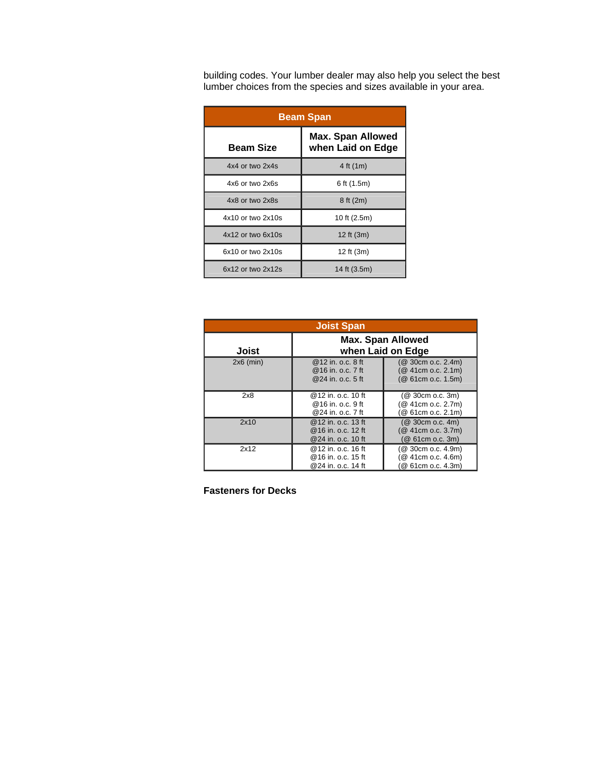building codes. Your lumber dealer may also help you select the best lumber choices from the species and sizes available in your area.

| Beam Span | |
|---|---|
| **Beam Size** | **Max. Span Allowed when Laid on Edge** |
| 4x4 or two 2x4s | 4 ft (1m) |
| 4x6 or two 2x6s | 6 ft (1.5m) |
| 4x8 or two 2x8s | 8 ft (2m) |
| 4x10 or two 2x10s | 10 ft (2.5m) |
| 4x12 or two 6x10s | 12 ft (3m) |
| 6x10 or two 2x10s | 12 ft (3m) |
| 6x12 or two 2x12s | 14 ft (3.5m) |

| Joist Span | | |
|---|---|---|
| **Joist** | **Max. Span Allowed when Laid on Edge** | |
| 2x6 (min) | @12 in. o.c. 8 ft<br>@16 in. o.c. 7 ft<br>@24 in. o.c. 5 ft | (@ 30cm o.c. 2.4m)<br>(@ 41cm o.c. 2.1m)<br>(@ 61cm o.c. 1.5m) |
| 2x8 | @12 in. o.c. 10 ft<br>@16 in. o.c. 9 ft<br>@24 in. o.c. 7 ft | (@ 30cm o.c. 3m)<br>(@ 41cm o.c. 2.7m)<br>(@ 61cm o.c. 2.1m) |
| 2x10 | @12 in. o.c. 13 ft<br>@16 in. o.c. 12 ft<br>@24 in. o.c. 10 ft | (@ 30cm o.c. 4m)<br>(@ 41cm o.c. 3.7m)<br>(@ 61cm o.c. 3m) |
| 2x12 | @12 in. o.c. 16 ft<br>@16 in. o.c. 15 ft<br>@24 in. o.c. 14 ft | (@ 30cm o.c. 4.9m)<br>(@ 41cm o.c. 4.6m)<br>(@ 61cm o.c. 4.3m) |

**Fasteners for Decks**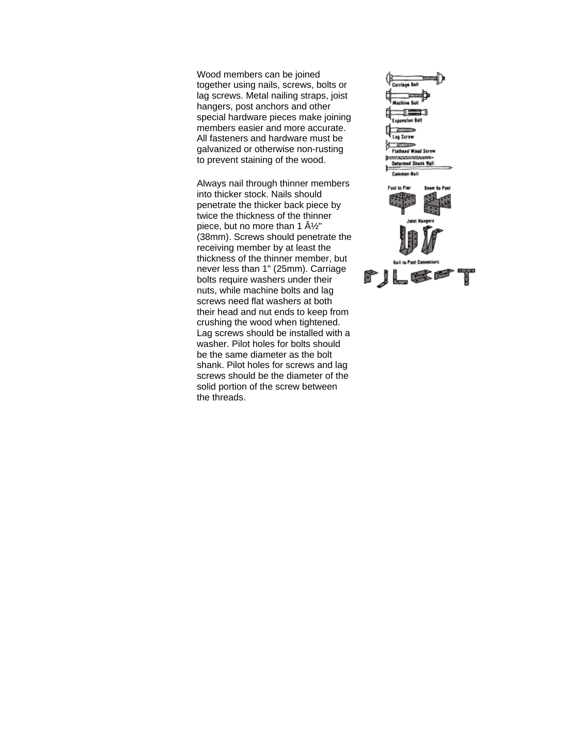Wood members can be joined together using nails, screws, bolts or lag screws. Metal nailing straps, joist hangers, post anchors and other special hardware pieces make joining members easier and more accurate. All fasteners and hardware must be galvanized or otherwise non-rusting to prevent staining of the wood.

Always nail through thinner members into thicker stock. Nails should penetrate the thicker back piece by twice the thickness of the thinner piece, but no more than 1 Â½" (38mm). Screws should penetrate the receiving member by at least the thickness of the thinner member, but never less than 1" (25mm). Carriage bolts require washers under their nuts, while machine bolts and lag screws need flat washers at both their head and nut ends to keep from crushing the wood when tightened. Lag screws should be installed with a washer. Pilot holes for bolts should be the same diameter as the bolt shank. Pilot holes for screws and lag screws should be the diameter of the solid portion of the screw between the threads.

Carriage Bolt

Machine Bolt

Expansion Bolt

Lag Screw

Flathead Wood Screw

Deformed Shank Nail

Common Nail

Post to Pier

Beam to Post

Joist Hangers

Rail-to-Post Connectors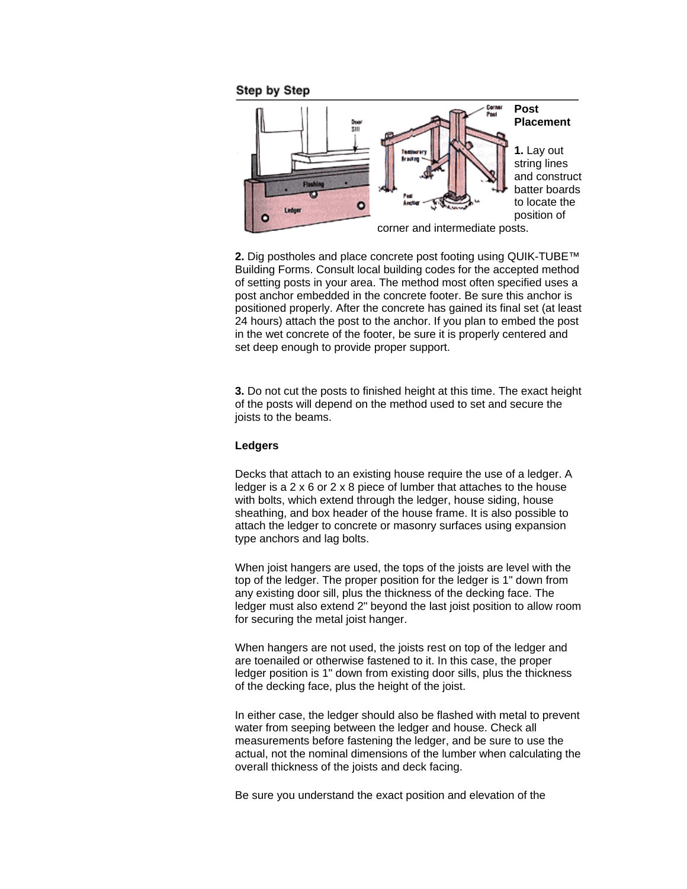## Step by Step

### Post Placement

**1.** Lay out string lines and construct batter boards to locate the position of corner and intermediate posts.

**2.** Dig postholes and place concrete post footing using QUIK-TUBE™ Building Forms. Consult local building codes for the accepted method of setting posts in your area. The method most often specified uses a post anchor embedded in the concrete footer. Be sure this anchor is positioned properly. After the concrete has gained its final set (at least 24 hours) attach the post to the anchor. If you plan to embed the post in the wet concrete of the footer, be sure it is properly centered and set deep enough to provide proper support.

**3.** Do not cut the posts to finished height at this time. The exact height of the posts will depend on the method used to set and secure the joists to the beams.

### Ledgers

Decks that attach to an existing house require the use of a ledger. A ledger is a 2 x 6 or 2 x 8 piece of lumber that attaches to the house with bolts, which extend through the ledger, house siding, house sheathing, and box header of the house frame. It is also possible to attach the ledger to concrete or masonry surfaces using expansion type anchors and lag bolts.

When joist hangers are used, the tops of the joists are level with the top of the ledger. The proper position for the ledger is 1" down from any existing door sill, plus the thickness of the decking face. The ledger must also extend 2" beyond the last joist position to allow room for securing the metal joist hanger.

When hangers are not used, the joists rest on top of the ledger and are toenailed or otherwise fastened to it. In this case, the proper ledger position is 1" down from existing door sills, plus the thickness of the decking face, plus the height of the joist.

In either case, the ledger should also be flashed with metal to prevent water from seeping between the ledger and house. Check all measurements before fastening the ledger, and be sure to use the actual, not the nominal dimensions of the lumber when calculating the overall thickness of the joists and deck facing.

Be sure you understand the exact position and elevation of the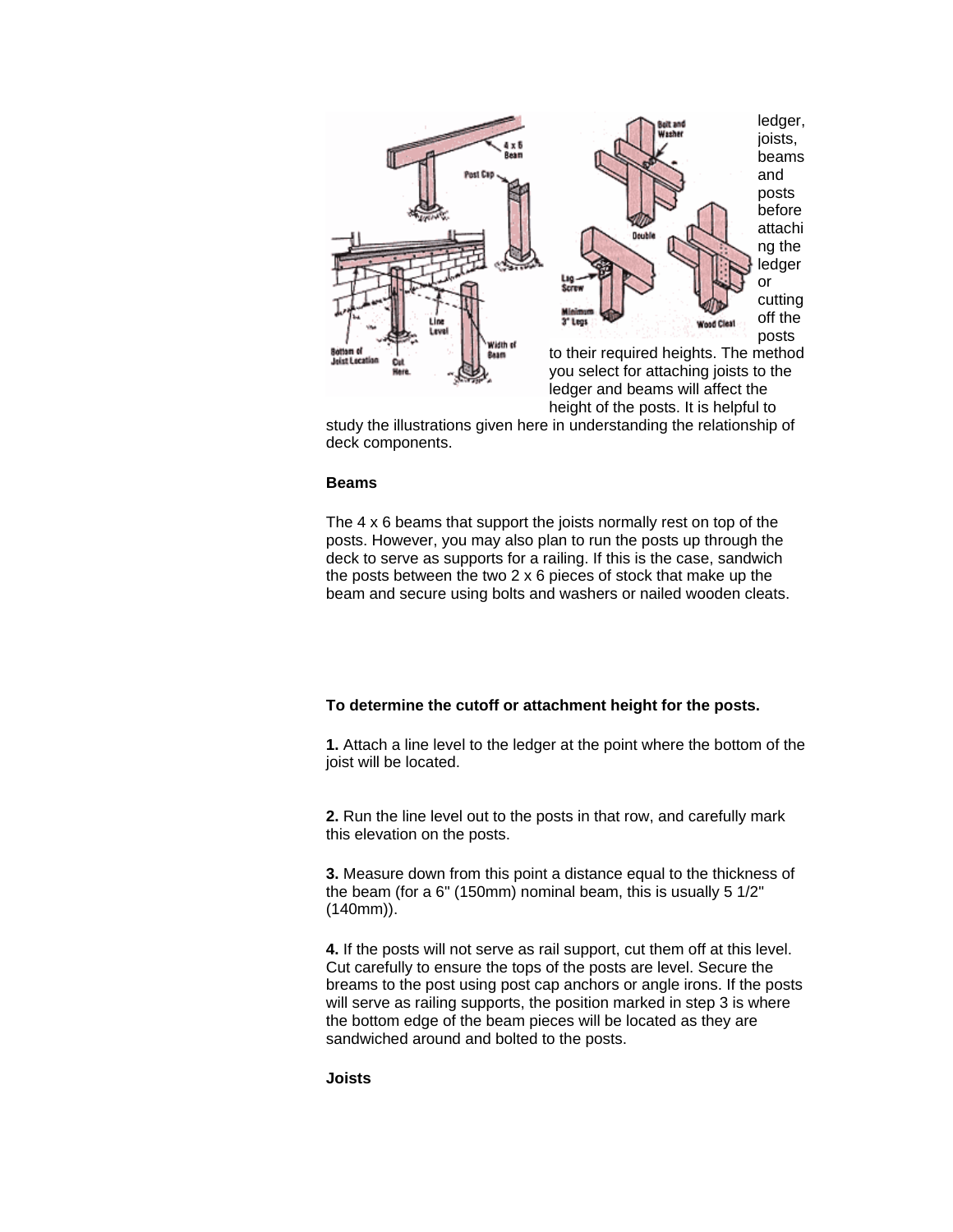ledger, joists, beams and posts before attaching the ledger or cutting off the posts to their required heights. The method you select for attaching joists to the ledger and beams will affect the height of the posts. It is helpful to study the illustrations given here in understanding the relationship of deck components.

**Beams**

The 4 x 6 beams that support the joists normally rest on top of the posts. However, you may also plan to run the posts up through the deck to serve as supports for a railing. If this is the case, sandwich the posts between the two 2 x 6 pieces of stock that make up the beam and secure using bolts and washers or nailed wooden cleats.

**To determine the cutoff or attachment height for the posts.**

**1.** Attach a line level to the ledger at the point where the bottom of the joist will be located.

**2.** Run the line level out to the posts in that row, and carefully mark this elevation on the posts.

**3.** Measure down from this point a distance equal to the thickness of the beam (for a 6" (150mm) nominal beam, this is usually 5 1/2" (140mm)).

**4.** If the posts will not serve as rail support, cut them off at this level. Cut carefully to ensure the tops of the posts are level. Secure the breams to the post using post cap anchors or angle irons. If the posts will serve as railing supports, the position marked in step 3 is where the bottom edge of the beam pieces will be located as they are sandwiched around and bolted to the posts.

**Joists**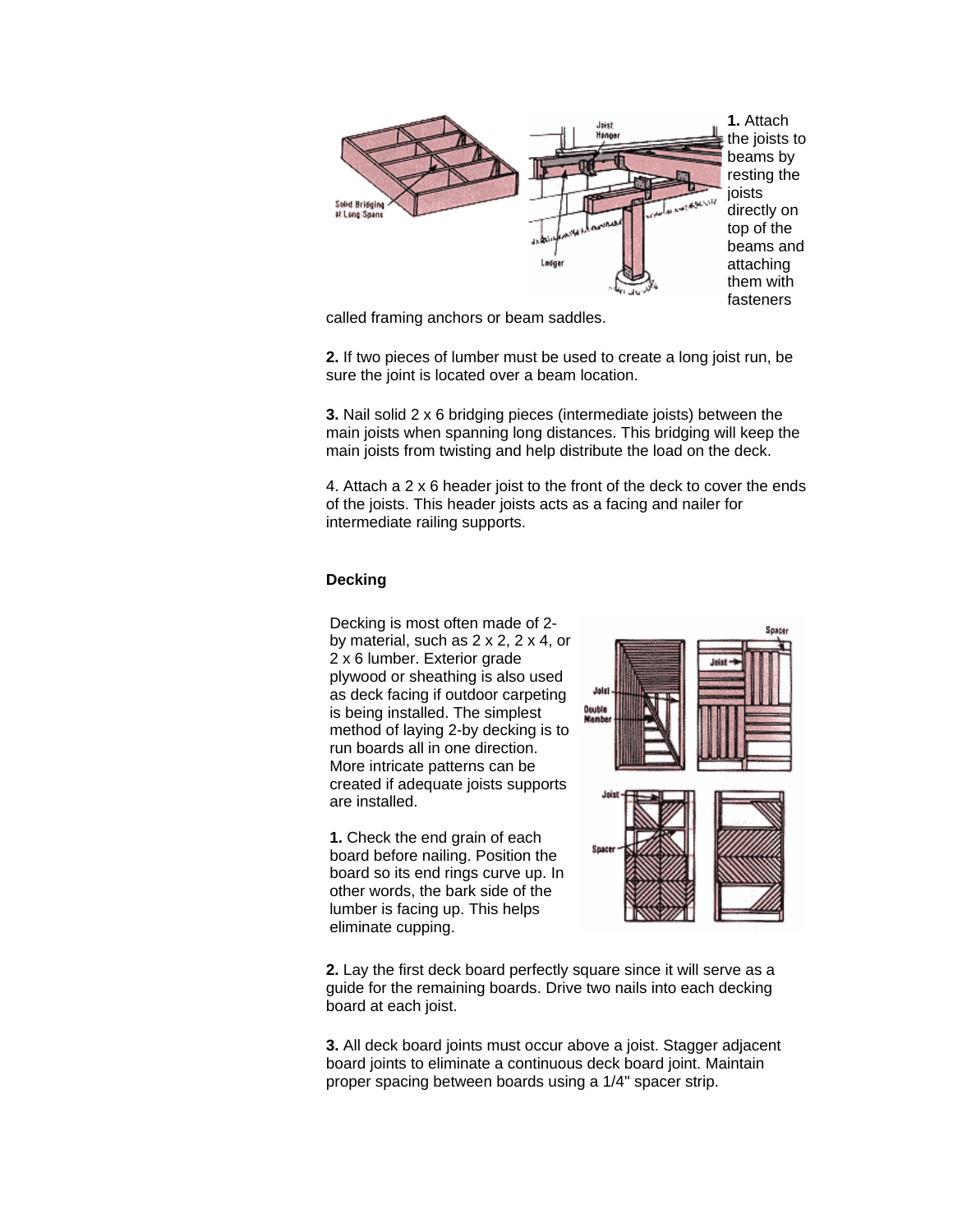**1.** Attach the joists to beams by resting the joists directly on top of the beams and attaching them with fasteners called framing anchors or beam saddles.

**2.** If two pieces of lumber must be used to create a long joist run, be sure the joint is located over a beam location.

**3.** Nail solid 2 x 6 bridging pieces (intermediate joists) between the main joists when spanning long distances. This bridging will keep the main joists from twisting and help distribute the load on the deck.

4. Attach a 2 x 6 header joist to the front of the deck to cover the ends of the joists. This header joists acts as a facing and nailer for intermediate railing supports.

## Decking

Decking is most often made of 2-by material, such as 2 x 2, 2 x 4, or 2 x 6 lumber. Exterior grade plywood or sheathing is also used as deck facing if outdoor carpeting is being installed. The simplest method of laying 2-by decking is to run boards all in one direction. More intricate patterns can be created if adequate joists supports are installed.

**1.** Check the end grain of each board before nailing. Position the board so its end rings curve up. In other words, the bark side of the lumber is facing up. This helps eliminate cupping.

**2.** Lay the first deck board perfectly square since it will serve as a guide for the remaining boards. Drive two nails into each decking board at each joist.

**3.** All deck board joints must occur above a joist. Stagger adjacent board joints to eliminate a continuous deck board joint. Maintain proper spacing between boards using a 1/4" spacer strip.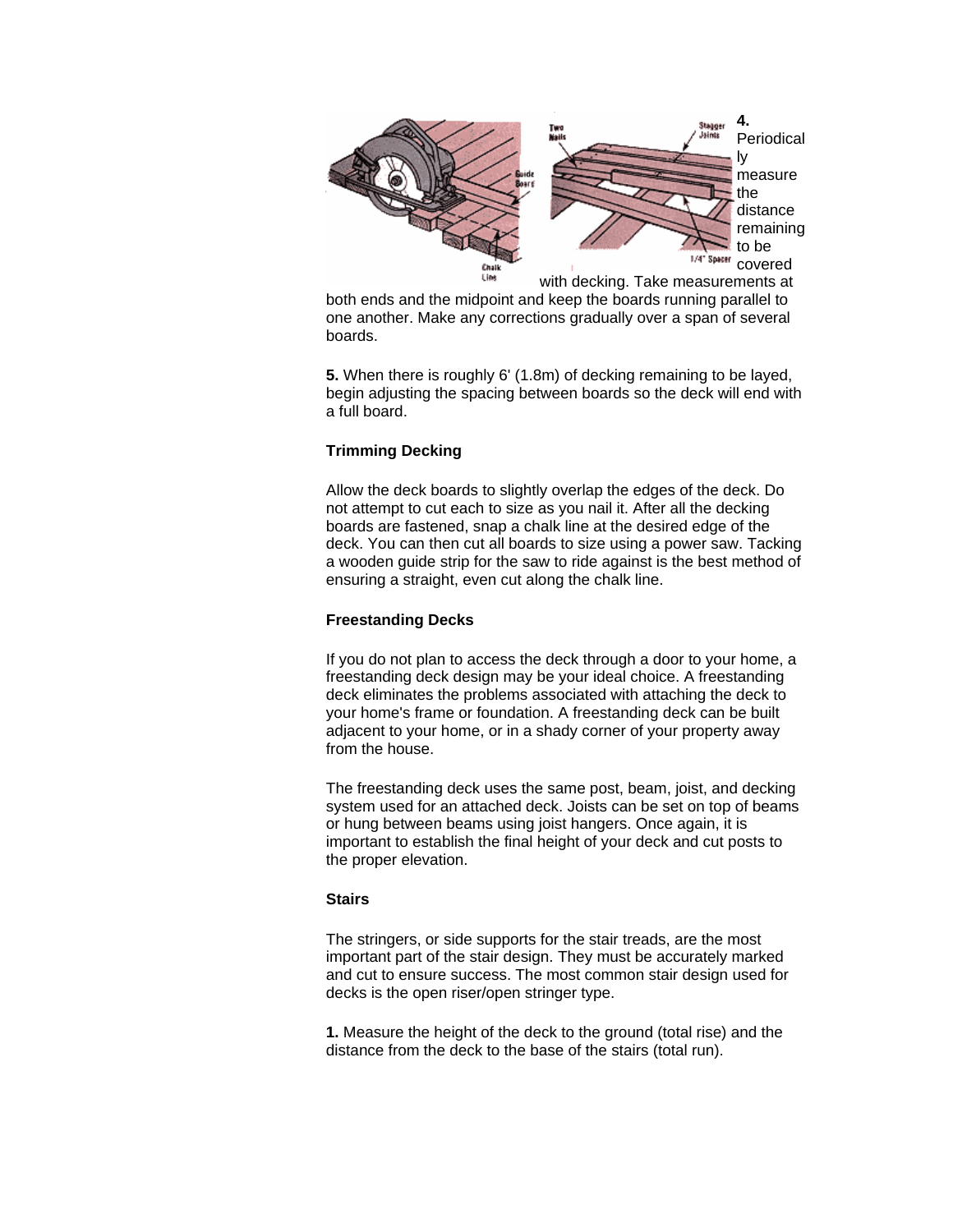**4.** Periodically measure the distance remaining to be covered with decking. Take measurements at both ends and the midpoint and keep the boards running parallel to one another. Make any corrections gradually over a span of several boards.

**5.** When there is roughly 6' (1.8m) of decking remaining to be layed, begin adjusting the spacing between boards so the deck will end with a full board.

**Trimming Decking**

Allow the deck boards to slightly overlap the edges of the deck. Do not attempt to cut each to size as you nail it. After all the decking boards are fastened, snap a chalk line at the desired edge of the deck. You can then cut all boards to size using a power saw. Tacking a wooden guide strip for the saw to ride against is the best method of ensuring a straight, even cut along the chalk line.

**Freestanding Decks**

If you do not plan to access the deck through a door to your home, a freestanding deck design may be your ideal choice. A freestanding deck eliminates the problems associated with attaching the deck to your home's frame or foundation. A freestanding deck can be built adjacent to your home, or in a shady corner of your property away from the house.

The freestanding deck uses the same post, beam, joist, and decking system used for an attached deck. Joists can be set on top of beams or hung between beams using joist hangers. Once again, it is important to establish the final height of your deck and cut posts to the proper elevation.

**Stairs**

The stringers, or side supports for the stair treads, are the most important part of the stair design. They must be accurately marked and cut to ensure success. The most common stair design used for decks is the open riser/open stringer type.

**1.** Measure the height of the deck to the ground (total rise) and the distance from the deck to the base of the stairs (total run).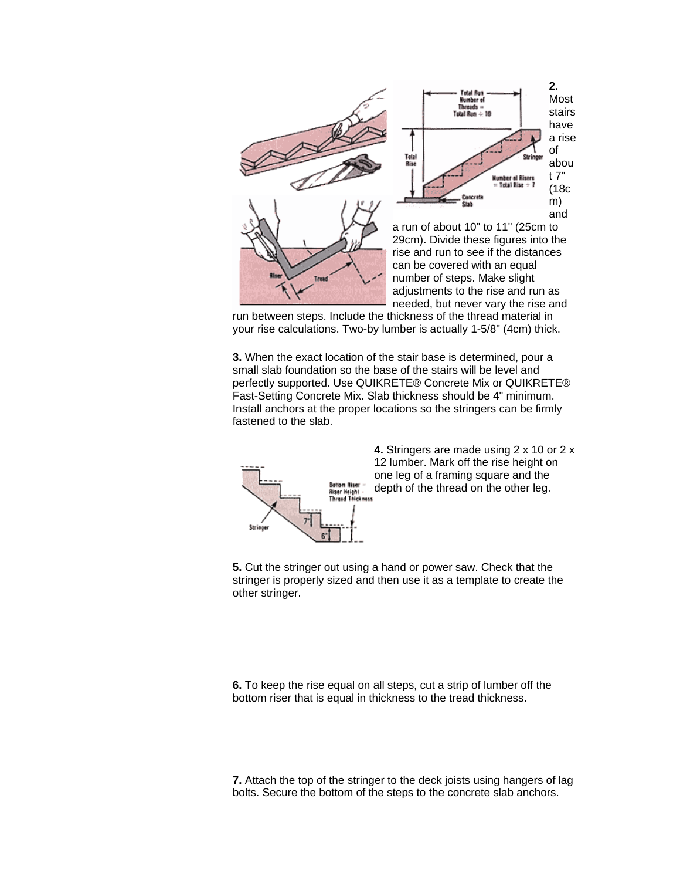**2.** Most stairs have a rise of about 7" (18cm) and a run of about 10" to 11" (25cm to 29cm). Divide these figures into the rise and run to see if the distances can be covered with an equal number of steps. Make slight adjustments to the rise and run as needed, but never vary the rise and run between steps. Include the thickness of the thread material in your rise calculations. Two-by lumber is actually 1-5/8" (4cm) thick.

**3.** When the exact location of the stair base is determined, pour a small slab foundation so the base of the stairs will be level and perfectly supported. Use QUIKRETE® Concrete Mix or QUIKRETE® Fast-Setting Concrete Mix. Slab thickness should be 4" minimum. Install anchors at the proper locations so the stringers can be firmly fastened to the slab.

**4.** Stringers are made using 2 x 10 or 2 x 12 lumber. Mark off the rise height on one leg of a framing square and the depth of the thread on the other leg.

**5.** Cut the stringer out using a hand or power saw. Check that the stringer is properly sized and then use it as a template to create the other stringer.

**6.** To keep the rise equal on all steps, cut a strip of lumber off the bottom riser that is equal in thickness to the tread thickness.

**7.** Attach the top of the stringer to the deck joists using hangers of lag bolts. Secure the bottom of the steps to the concrete slab anchors.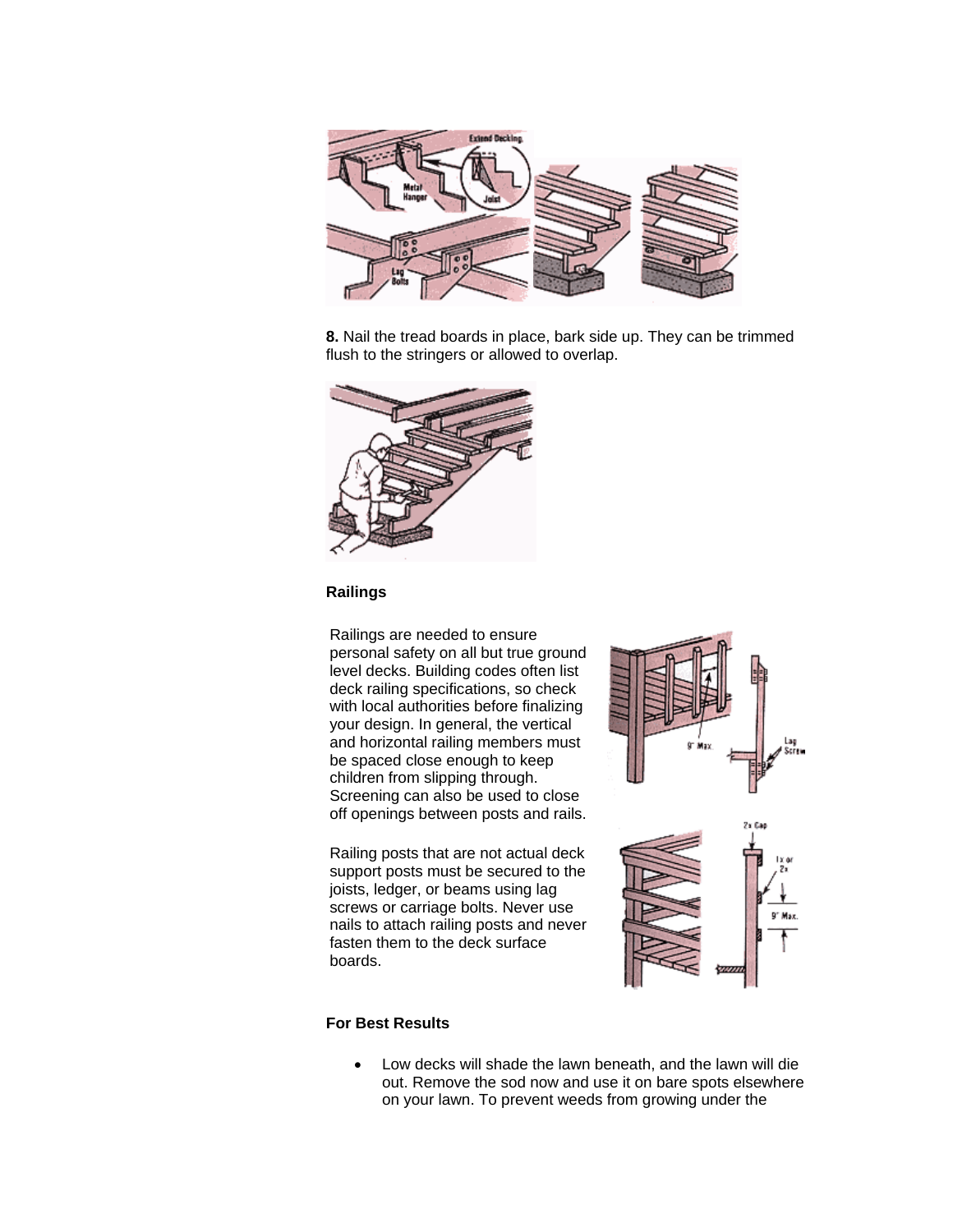**8.** Nail the tread boards in place, bark side up. They can be trimmed flush to the stringers or allowed to overlap.

### Railings

Railings are needed to ensure personal safety on all but true ground level decks. Building codes often list deck railing specifications, so check with local authorities before finalizing your design. In general, the vertical and horizontal railing members must be spaced close enough to keep children from slipping through. Screening can also be used to close off openings between posts and rails.

Railing posts that are not actual deck support posts must be secured to the joists, ledger, or beams using lag screws or carriage bolts. Never use nails to attach railing posts and never fasten them to the deck surface boards.

### For Best Results

- Low decks will shade the lawn beneath, and the lawn will die out. Remove the sod now and use it on bare spots elsewhere on your lawn. To prevent weeds from growing under the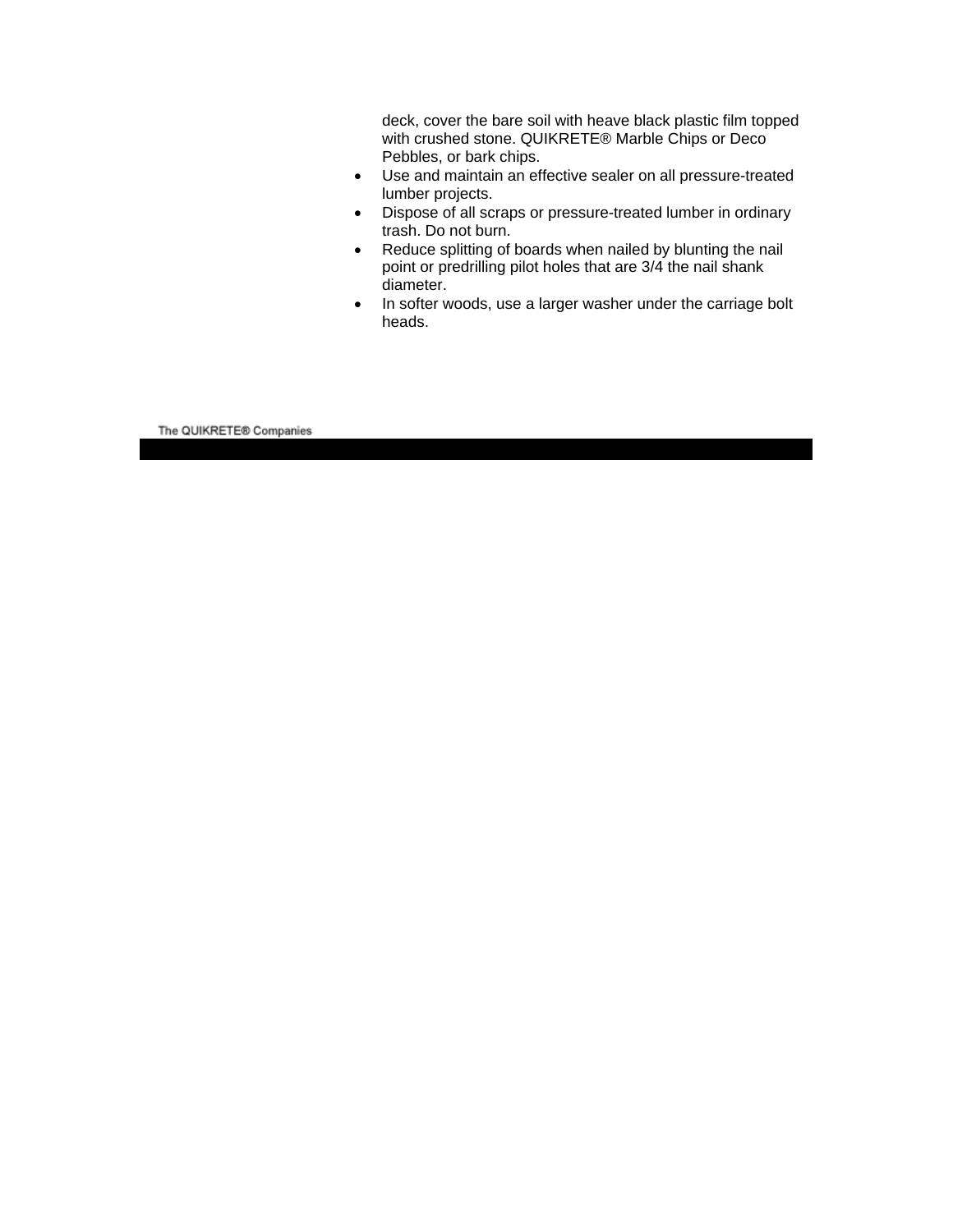deck, cover the bare soil with heave black plastic film topped with crushed stone. QUIKRETE® Marble Chips or Deco Pebbles, or bark chips.

- Use and maintain an effective sealer on all pressure-treated lumber projects.
- Dispose of all scraps or pressure-treated lumber in ordinary trash. Do not burn.
- Reduce splitting of boards when nailed by blunting the nail point or predrilling pilot holes that are 3/4 the nail shank diameter.
- In softer woods, use a larger washer under the carriage bolt heads.